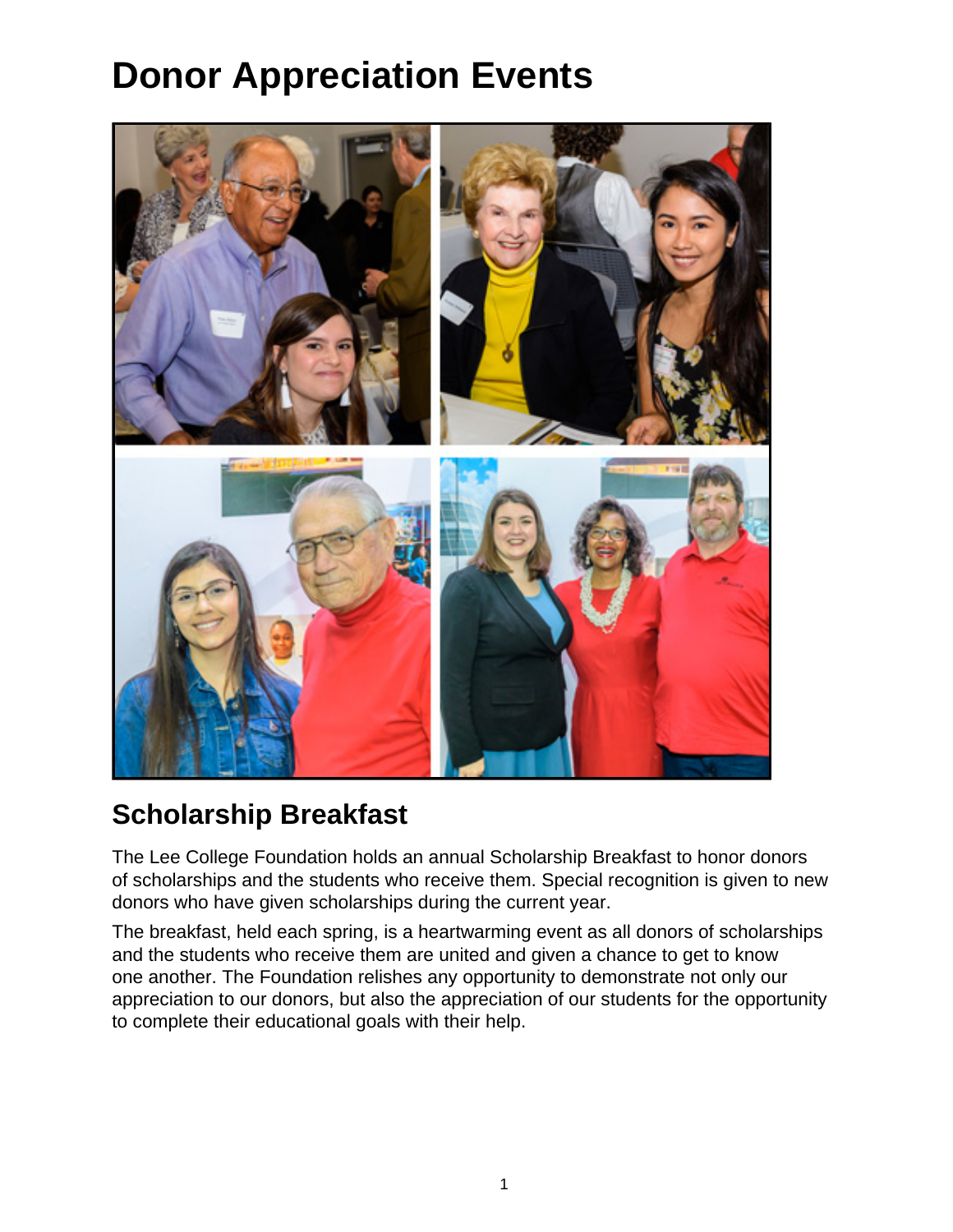# Donor Appreciation Events

## Scholarship Breakfast

The Lee College Foundation holds an annual Scholarship Breakfast to honor donors of scholarships and the students who receive them. Special recognition is given to new donors who have given scholarships during the current year.

The breakfast, held each spring, is a heartwarming event as all donors of scholarships and the students who receive them are united and given a chance to get to know one another. The Foundation relishes any opportunity to demonstrate not only our appreciation to our donors, but also the appreciation of our students for the opportunity to complete their educational goals with their help.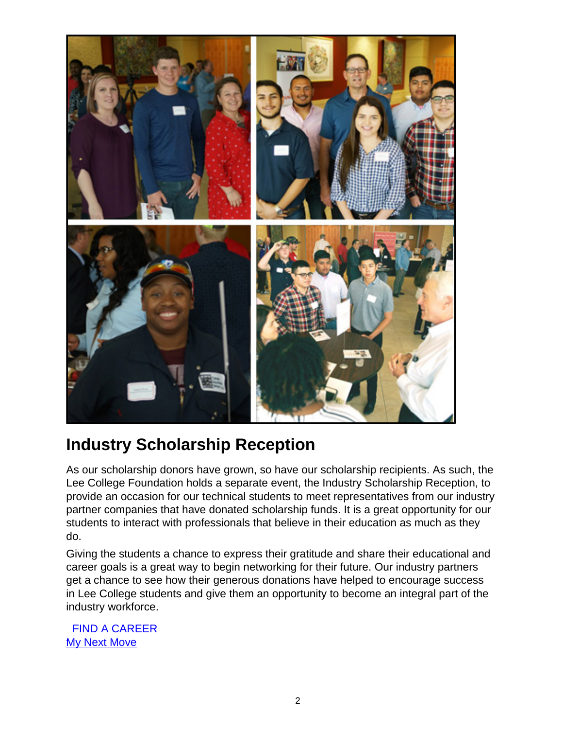## Industry Scholarship Reception

As our scholarship donors have grown, so have our scholarship recipients. As such, the Lee College Foundation holds a separate event, the Industry Scholarship Reception, to provide an occasion for our technical students to meet representatives from our industry partner companies that have donated scholarship funds. It is a great opportunity for our students to interact with professionals that believe in their education as much as they do.

Giving the students a chance to express their gratitude and share their educational and career goals is a great way to begin networking for their future. Our industry partners get a chance to see how their generous donations have helped to encourage success in Lee College students and give them an opportunity to become an integral part of the industry workforce.

FIND A CAREER
My Next Move